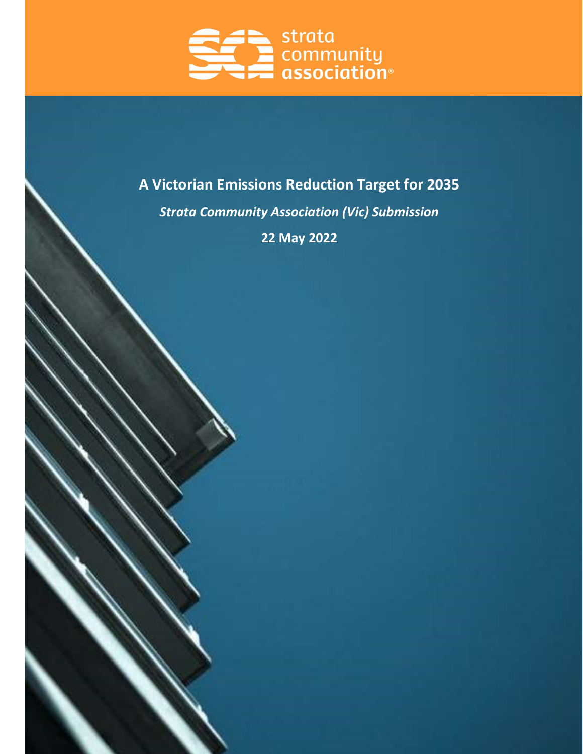strata community association®

# A Victorian Emissions Reduction Target for 2035

***Strata Community Association (Vic) Submission***

**22 May 2022**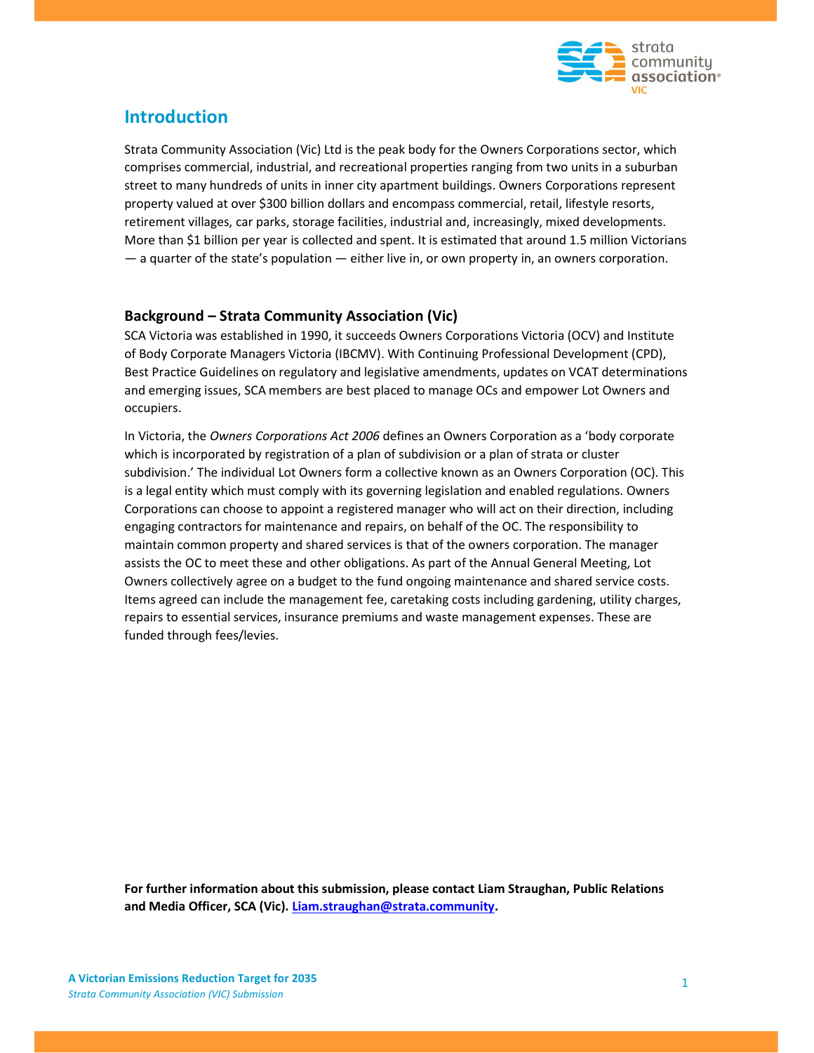## Introduction

Strata Community Association (Vic) Ltd is the peak body for the Owners Corporations sector, which comprises commercial, industrial, and recreational properties ranging from two units in a suburban street to many hundreds of units in inner city apartment buildings. Owners Corporations represent property valued at over $300 billion dollars and encompass commercial, retail, lifestyle resorts, retirement villages, car parks, storage facilities, industrial and, increasingly, mixed developments. More than $1 billion per year is collected and spent. It is estimated that around 1.5 million Victorians — a quarter of the state's population — either live in, or own property in, an owners corporation.

### Background – Strata Community Association (Vic)

SCA Victoria was established in 1990, it succeeds Owners Corporations Victoria (OCV) and Institute of Body Corporate Managers Victoria (IBCMV). With Continuing Professional Development (CPD), Best Practice Guidelines on regulatory and legislative amendments, updates on VCAT determinations and emerging issues, SCA members are best placed to manage OCs and empower Lot Owners and occupiers.

In Victoria, the *Owners Corporations Act 2006* defines an Owners Corporation as a 'body corporate which is incorporated by registration of a plan of subdivision or a plan of strata or cluster subdivision.' The individual Lot Owners form a collective known as an Owners Corporation (OC). This is a legal entity which must comply with its governing legislation and enabled regulations. Owners Corporations can choose to appoint a registered manager who will act on their direction, including engaging contractors for maintenance and repairs, on behalf of the OC. The responsibility to maintain common property and shared services is that of the owners corporation. The manager assists the OC to meet these and other obligations. As part of the Annual General Meeting, Lot Owners collectively agree on a budget to the fund ongoing maintenance and shared service costs. Items agreed can include the management fee, caretaking costs including gardening, utility charges, repairs to essential services, insurance premiums and waste management expenses. These are funded through fees/levies.

**For further information about this submission, please contact Liam Straughan, Public Relations and Media Officer, SCA (Vic). [Liam.straughan@strata.community](mailto:Liam.straughan@strata.community).**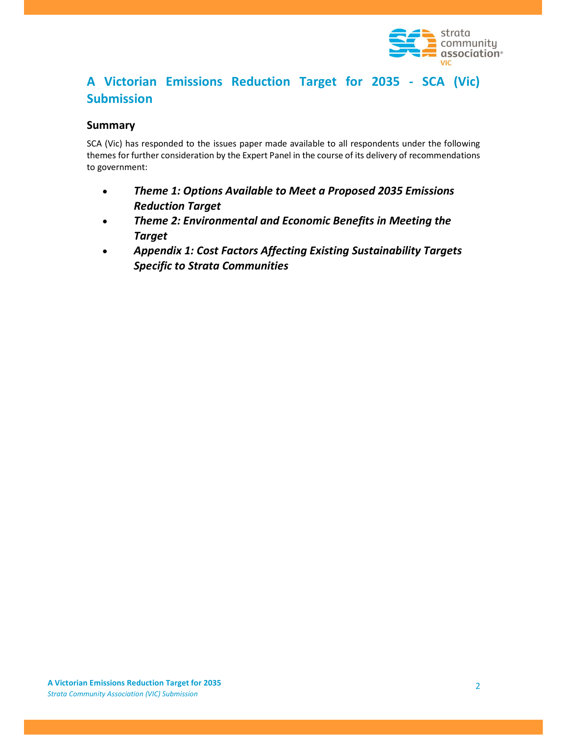# A Victorian Emissions Reduction Target for 2035 - SCA (Vic) Submission

## Summary

SCA (Vic) has responded to the issues paper made available to all respondents under the following themes for further consideration by the Expert Panel in the course of its delivery of recommendations to government:

- ***Theme 1: Options Available to Meet a Proposed 2035 Emissions Reduction Target***
- ***Theme 2: Environmental and Economic Benefits in Meeting the Target***
- ***Appendix 1: Cost Factors Affecting Existing Sustainability Targets Specific to Strata Communities***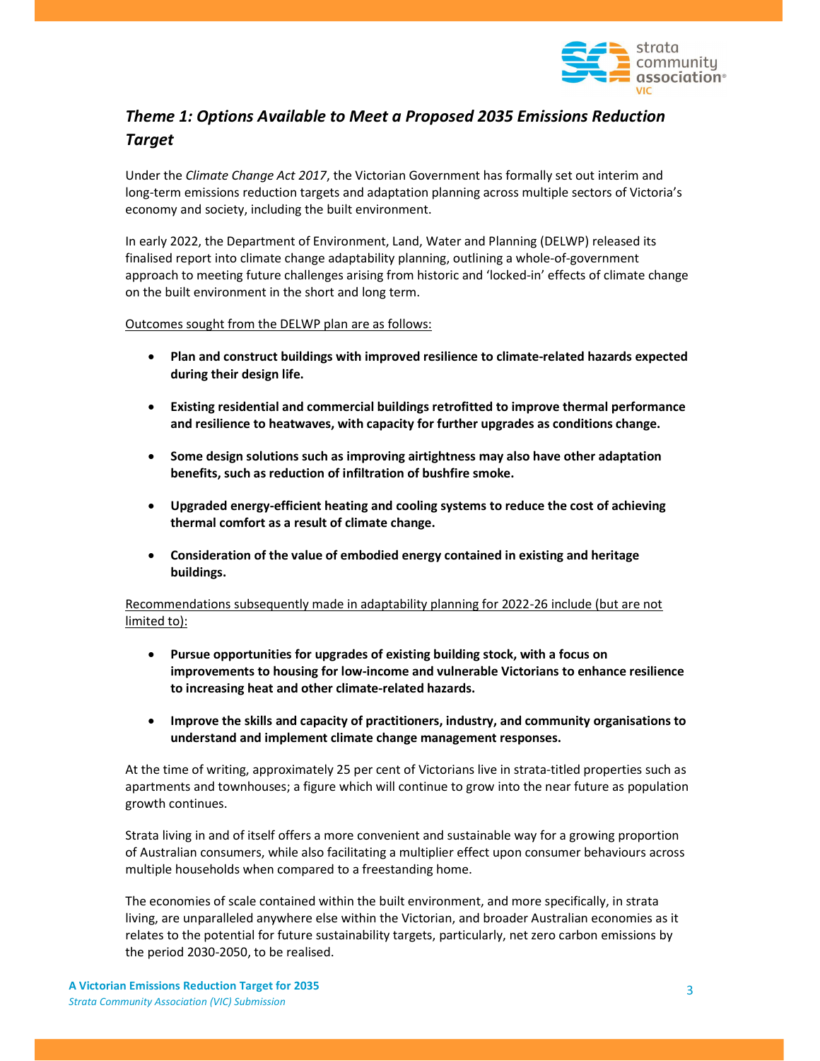## *Theme 1: Options Available to Meet a Proposed 2035 Emissions Reduction Target*

Under the *Climate Change Act 2017*, the Victorian Government has formally set out interim and long-term emissions reduction targets and adaptation planning across multiple sectors of Victoria's economy and society, including the built environment.

In early 2022, the Department of Environment, Land, Water and Planning (DELWP) released its finalised report into climate change adaptability planning, outlining a whole-of-government approach to meeting future challenges arising from historic and 'locked-in' effects of climate change on the built environment in the short and long term.

<u>Outcomes sought from the DELWP plan are as follows:</u>

- **Plan and construct buildings with improved resilience to climate-related hazards expected during their design life.**
- **Existing residential and commercial buildings retrofitted to improve thermal performance and resilience to heatwaves, with capacity for further upgrades as conditions change.**
- **Some design solutions such as improving airtightness may also have other adaptation benefits, such as reduction of infiltration of bushfire smoke.**
- **Upgraded energy-efficient heating and cooling systems to reduce the cost of achieving thermal comfort as a result of climate change.**
- **Consideration of the value of embodied energy contained in existing and heritage buildings.**

<u>Recommendations subsequently made in adaptability planning for 2022-26 include (but are not limited to):</u>

- **Pursue opportunities for upgrades of existing building stock, with a focus on improvements to housing for low-income and vulnerable Victorians to enhance resilience to increasing heat and other climate-related hazards.**
- **Improve the skills and capacity of practitioners, industry, and community organisations to understand and implement climate change management responses.**

At the time of writing, approximately 25 per cent of Victorians live in strata-titled properties such as apartments and townhouses; a figure which will continue to grow into the near future as population growth continues.

Strata living in and of itself offers a more convenient and sustainable way for a growing proportion of Australian consumers, while also facilitating a multiplier effect upon consumer behaviours across multiple households when compared to a freestanding home.

The economies of scale contained within the built environment, and more specifically, in strata living, are unparalleled anywhere else within the Victorian, and broader Australian economies as it relates to the potential for future sustainability targets, particularly, net zero carbon emissions by the period 2030-2050, to be realised.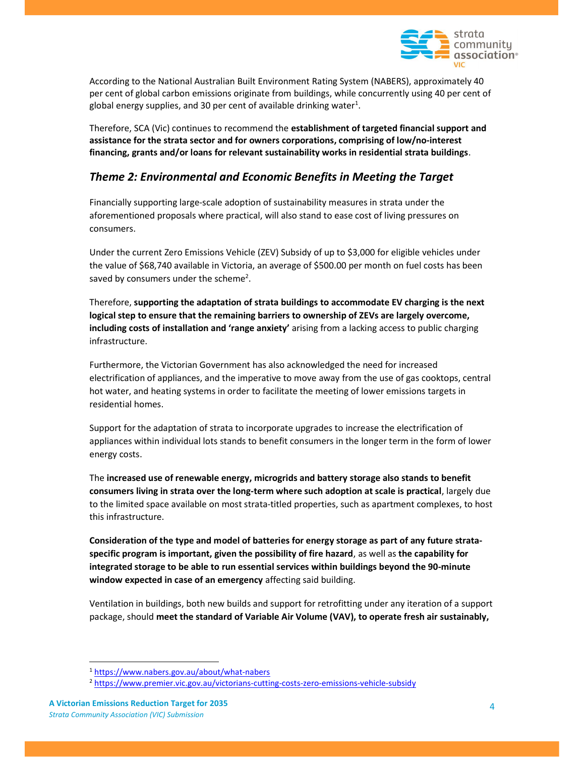According to the National Australian Built Environment Rating System (NABERS), approximately 40 per cent of global carbon emissions originate from buildings, while concurrently using 40 per cent of global energy supplies, and 30 per cent of available drinking water[1].

Therefore, SCA (Vic) continues to recommend the **establishment of targeted financial support and assistance for the strata sector and for owners corporations, comprising of low/no-interest financing, grants and/or loans for relevant sustainability works in residential strata buildings**.

## *Theme 2: Environmental and Economic Benefits in Meeting the Target*

Financially supporting large-scale adoption of sustainability measures in strata under the aforementioned proposals where practical, will also stand to ease cost of living pressures on consumers.

Under the current Zero Emissions Vehicle (ZEV) Subsidy of up to $3,000 for eligible vehicles under the value of $68,740 available in Victoria, an average of $500.00 per month on fuel costs has been saved by consumers under the scheme[2].

Therefore, **supporting the adaptation of strata buildings to accommodate EV charging is the next logical step to ensure that the remaining barriers to ownership of ZEVs are largely overcome, including costs of installation and 'range anxiety'** arising from a lacking access to public charging infrastructure.

Furthermore, the Victorian Government has also acknowledged the need for increased electrification of appliances, and the imperative to move away from the use of gas cooktops, central hot water, and heating systems in order to facilitate the meeting of lower emissions targets in residential homes.

Support for the adaptation of strata to incorporate upgrades to increase the electrification of appliances within individual lots stands to benefit consumers in the longer term in the form of lower energy costs.

The **increased use of renewable energy, microgrids and battery storage also stands to benefit consumers living in strata over the long-term where such adoption at scale is practical**, largely due to the limited space available on most strata-titled properties, such as apartment complexes, to host this infrastructure.

**Consideration of the type and model of batteries for energy storage as part of any future strata-specific program is important, given the possibility of fire hazard**, as well as **the capability for integrated storage to be able to run essential services within buildings beyond the 90-minute window expected in case of an emergency** affecting said building.

Ventilation in buildings, both new builds and support for retrofitting under any iteration of a support package, should **meet the standard of Variable Air Volume (VAV), to operate fresh air sustainably,**

---

[1] https://www.nabers.gov.au/about/what-nabers

[2] https://www.premier.vic.gov.au/victorians-cutting-costs-zero-emissions-vehicle-subsidy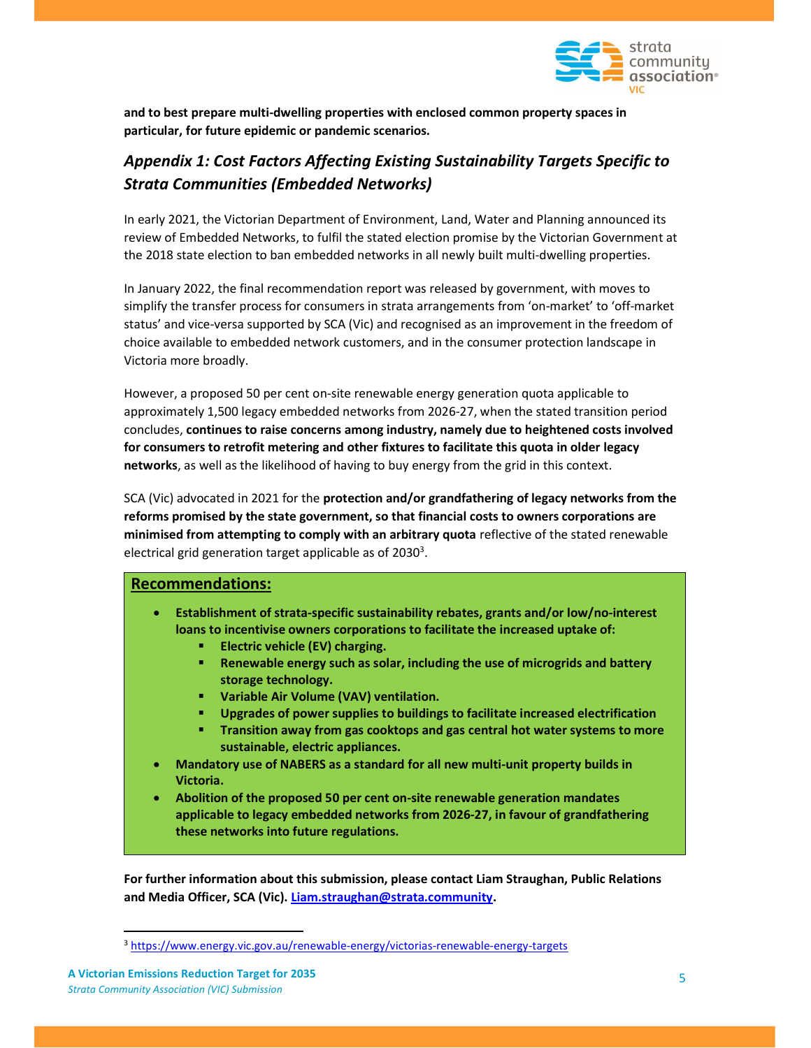**and to best prepare multi-dwelling properties with enclosed common property spaces in particular, for future epidemic or pandemic scenarios.**

## *Appendix 1: Cost Factors Affecting Existing Sustainability Targets Specific to Strata Communities (Embedded Networks)*

In early 2021, the Victorian Department of Environment, Land, Water and Planning announced its review of Embedded Networks, to fulfil the stated election promise by the Victorian Government at the 2018 state election to ban embedded networks in all newly built multi-dwelling properties.

In January 2022, the final recommendation report was released by government, with moves to simplify the transfer process for consumers in strata arrangements from 'on-market' to 'off-market status' and vice-versa supported by SCA (Vic) and recognised as an improvement in the freedom of choice available to embedded network customers, and in the consumer protection landscape in Victoria more broadly.

However, a proposed 50 per cent on-site renewable energy generation quota applicable to approximately 1,500 legacy embedded networks from 2026-27, when the stated transition period concludes, **continues to raise concerns among industry, namely due to heightened costs involved for consumers to retrofit metering and other fixtures to facilitate this quota in older legacy networks**, as well as the likelihood of having to buy energy from the grid in this context.

SCA (Vic) advocated in 2021 for the **protection and/or grandfathering of legacy networks from the reforms promised by the state government, so that financial costs to owners corporations are minimised from attempting to comply with an arbitrary quota** reflective of the stated renewable electrical grid generation target applicable as of 2030[3].

**Recommendations:**

- **Establishment of strata-specific sustainability rebates, grants and/or low/no-interest loans to incentivise owners corporations to facilitate the increased uptake of:**
  - **Electric vehicle (EV) charging.**
  - **Renewable energy such as solar, including the use of microgrids and battery storage technology.**
  - **Variable Air Volume (VAV) ventilation.**
  - **Upgrades of power supplies to buildings to facilitate increased electrification**
  - **Transition away from gas cooktops and gas central hot water systems to more sustainable, electric appliances.**
- **Mandatory use of NABERS as a standard for all new multi-unit property builds in Victoria.**
- **Abolition of the proposed 50 per cent on-site renewable generation mandates applicable to legacy embedded networks from 2026-27, in favour of grandfathering these networks into future regulations.**

**For further information about this submission, please contact Liam Straughan, Public Relations and Media Officer, SCA (Vic). [Liam.straughan@strata.community](mailto:Liam.straughan@strata.community).**

---

[3] https://www.energy.vic.gov.au/renewable-energy/victorias-renewable-energy-targets